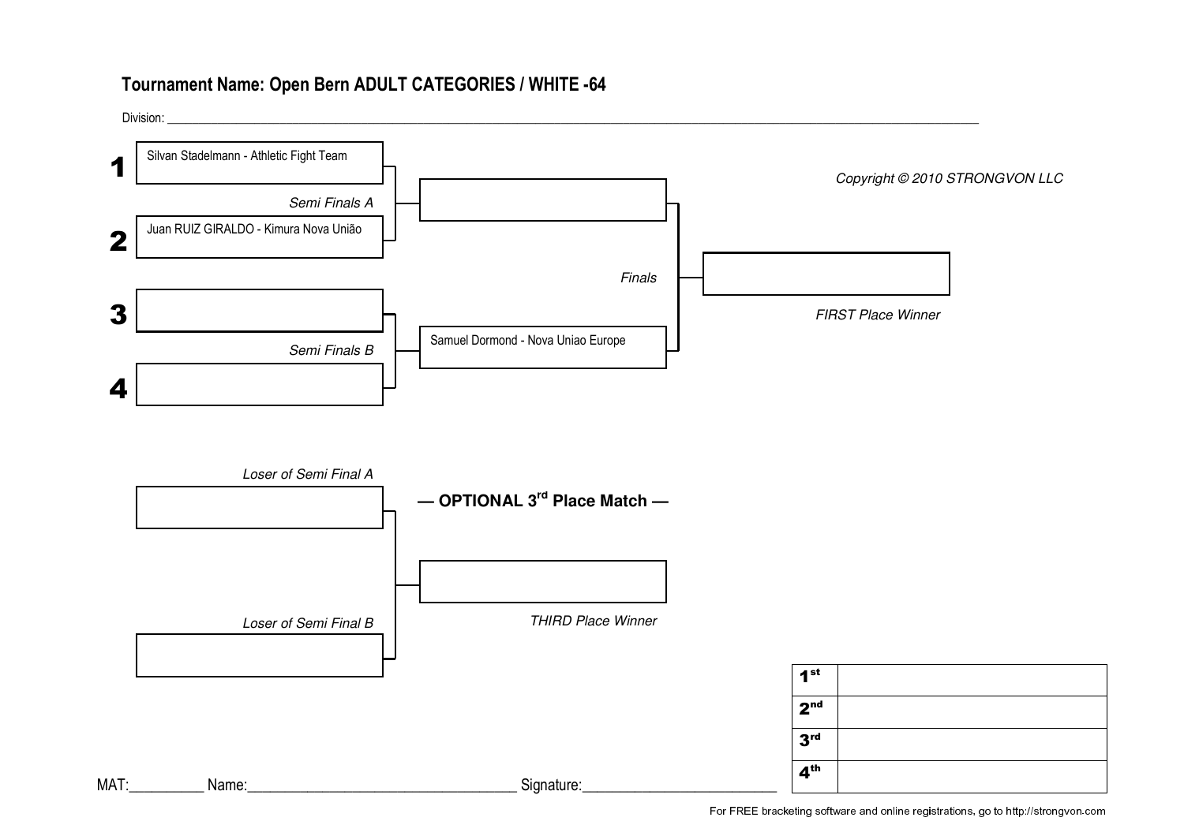# Tournament Name: Open Bern ADULT CATEGORIES / WHITE -64

Division: ____________________________________________________________________________________________

Copyright © 2010 STRONGVON LLC

**1** Silvan Stadelmann - Athletic Fight Team

*Semi Finals A*

**2** Juan RUIZ GIRALDO - Kimura Nova União

**3**

*Semi Finals B*

**4**

Samuel Dormond - Nova Uniao Europe

*Finals*

*FIRST Place Winner*

*Loser of Semi Final A*

**— OPTIONAL 3rd Place Match —**

*Loser of Semi Final B*

*THIRD Place Winner*

| | |
|---|---|
| 1st | |
| 2nd | |
| 3rd | |
| 4th | |

MAT:__________ Name:____________________________________ Signature:__________________________

For FREE bracketing software and online registrations, go to http://strongvon.com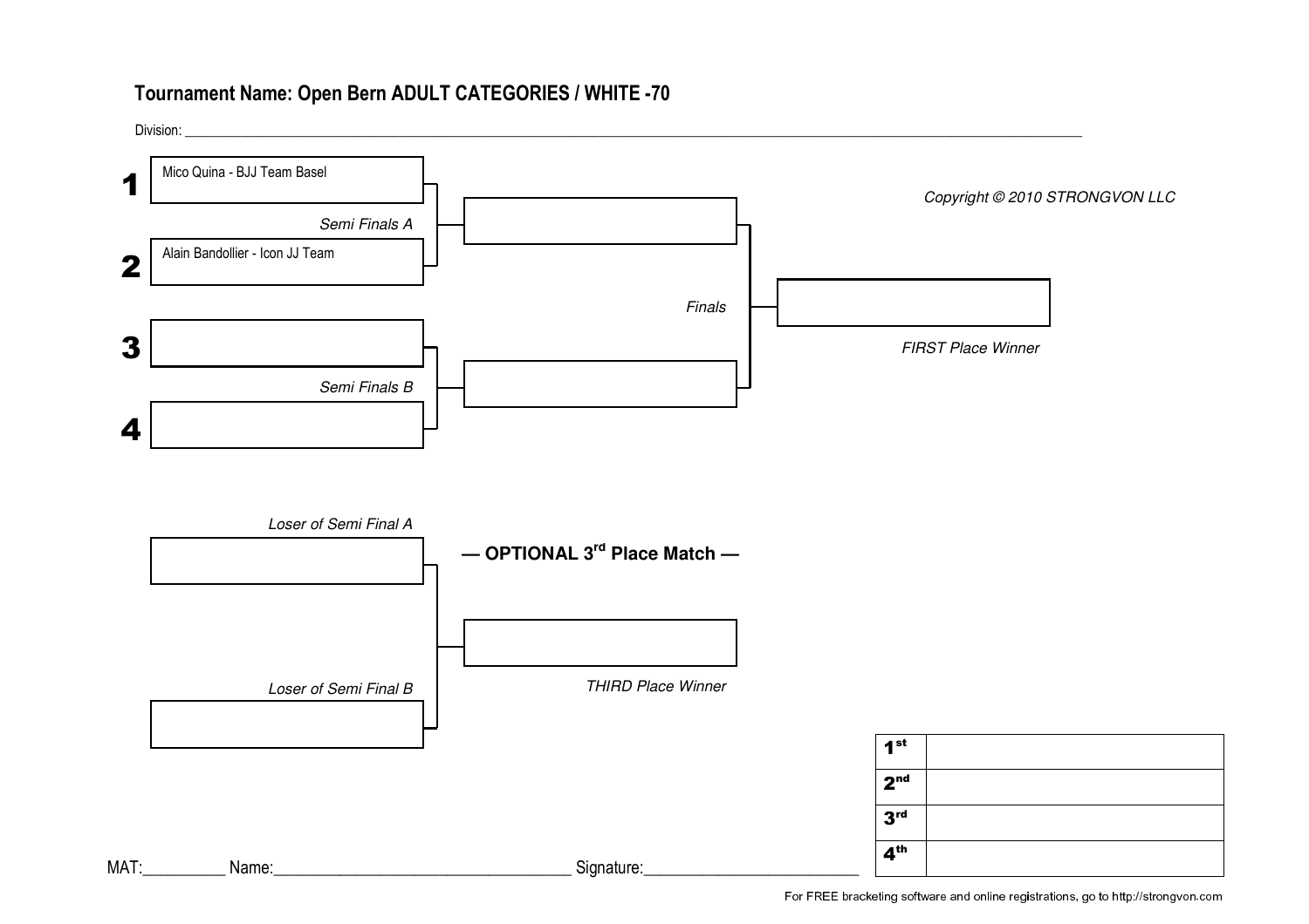## Tournament Name: Open Bern ADULT CATEGORIES / WHITE -70

Division: ____________________________________________

Copyright © 2010 STRONGVON LLC

**1** Mico Quina - BJJ Team Basel

*Semi Finals A*

**2** Alain Bandollier - Icon JJ Team

**3**

*Semi Finals B*

**4**

*Finals*

*FIRST Place Winner*

*Loser of Semi Final A*

**— OPTIONAL 3rd Place Match —**

*Loser of Semi Final B*

*THIRD Place Winner*

| | |
|---|---|
| **1st** | |
| **2nd** | |
| **3rd** | |
| **4th** | |

MAT:__________ Name:____________________________________ Signature:___________________________

For FREE bracketing software and online registrations, go to http://strongvon.com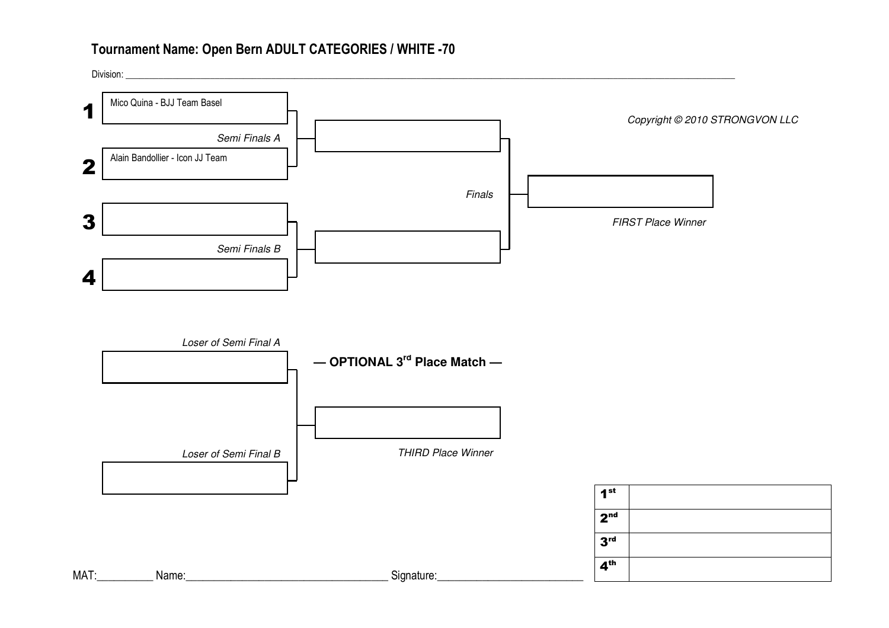## Tournament Name: Open Bern ADULT CATEGORIES / WHITE -70

Division: ______________________________________________________________________________

Copyright © 2010 STRONGVON LLC

**1** Mico Quina - BJJ Team Basel

*Semi Finals A*

**2** Alain Bandollier - Icon JJ Team

*Finals*

*FIRST Place Winner*

**3**

*Semi Finals B*

**4**

*Loser of Semi Final A*

**— OPTIONAL 3rd Place Match —**

*Loser of Semi Final B*

*THIRD Place Winner*

| | |
|---|---|
| 1st | |
| 2nd | |
| 3rd | |
| 4th | |

MAT:__________ Name:__________________________________ Signature:__________________________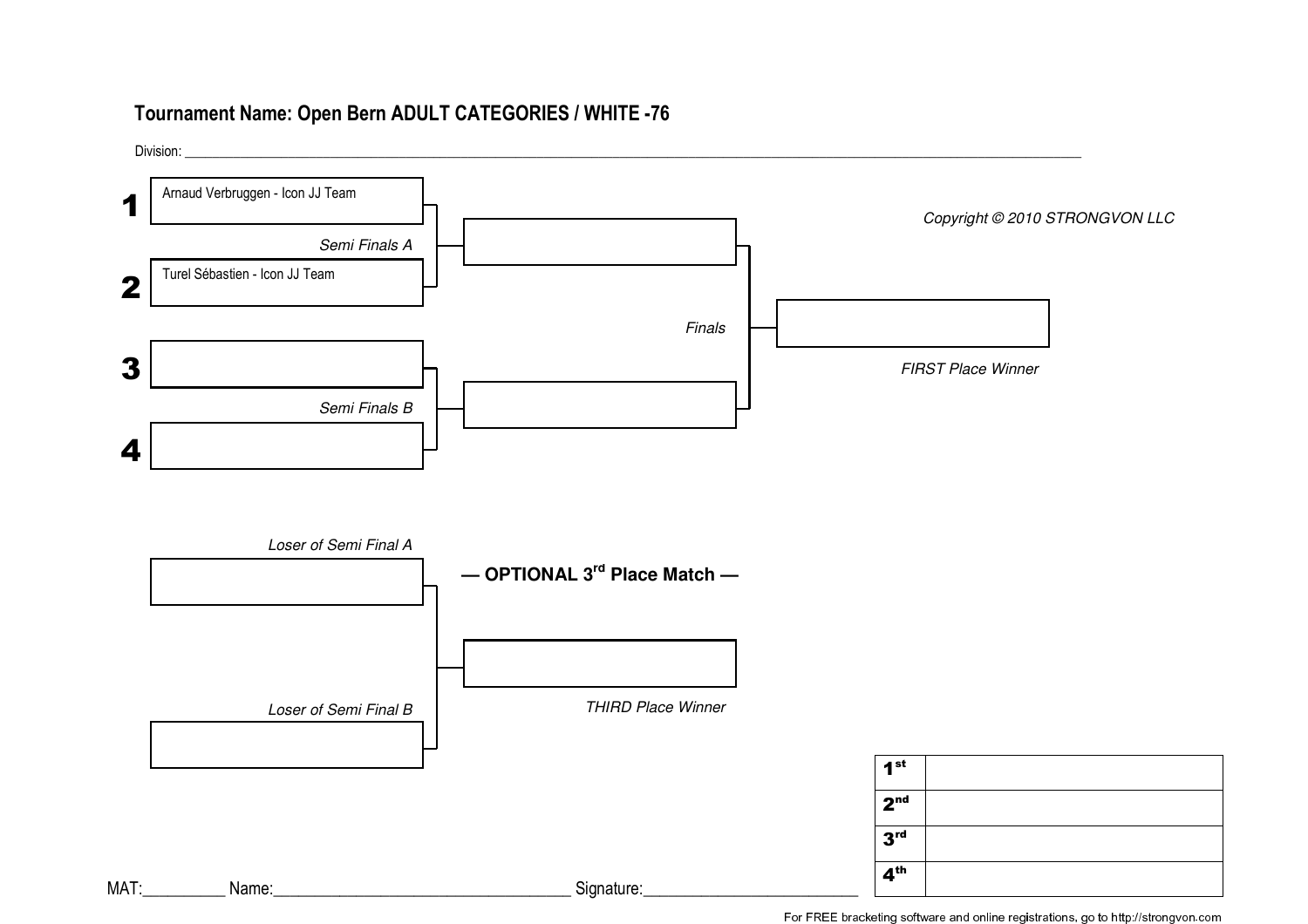## Tournament Name: Open Bern ADULT CATEGORIES / WHITE -76

Division: ______________________________________________________________________________________________

**1** Arnaud Verbruggen - Icon JJ Team

*Semi Finals A*

**2** Turel Sébastien - Icon JJ Team

**3**

*Semi Finals B*

**4**

*Finals*

*FIRST Place Winner*

*Copyright © 2010 STRONGVON LLC*

*Loser of Semi Final A*

**— OPTIONAL 3rd Place Match —**

*Loser of Semi Final B*

*THIRD Place Winner*

| | |
|---|---|
| **1st** | |
| **2nd** | |
| **3rd** | |
| **4th** | |

MAT:__________ Name:____________________________________ Signature:__________________________

For FREE bracketing software and online registrations, go to http://strongvon.com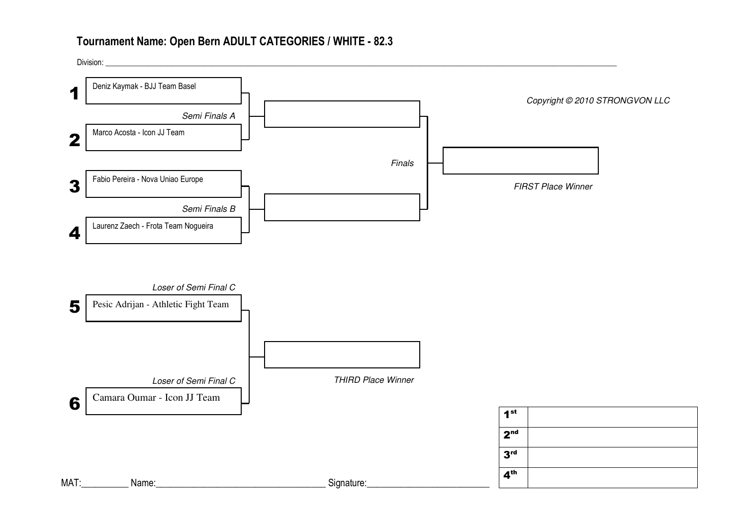## Tournament Name: Open Bern ADULT CATEGORIES / WHITE - 82.3

Division: ___________________________________________

Copyright © 2010 STRONGVON LLC

**1** Deniz Kaymak - BJJ Team Basel

*Semi Finals A*

**2** Marco Acosta - Icon JJ Team

*Finals*

*FIRST Place Winner*

**3** Fabio Pereira - Nova Uniao Europe

*Semi Finals B*

**4** Laurenz Zaech - Frota Team Nogueira

*Loser of Semi Final C*

**5** Pesic Adrijan - Athletic Fight Team

*THIRD Place Winner*

*Loser of Semi Final C*

**6** Camara Oumar - Icon JJ Team

| | |
|---|---|
| 1st | |
| 2nd | |
| 3rd | |
| 4th | |

MAT:__________ Name:___________________________________ Signature:__________________________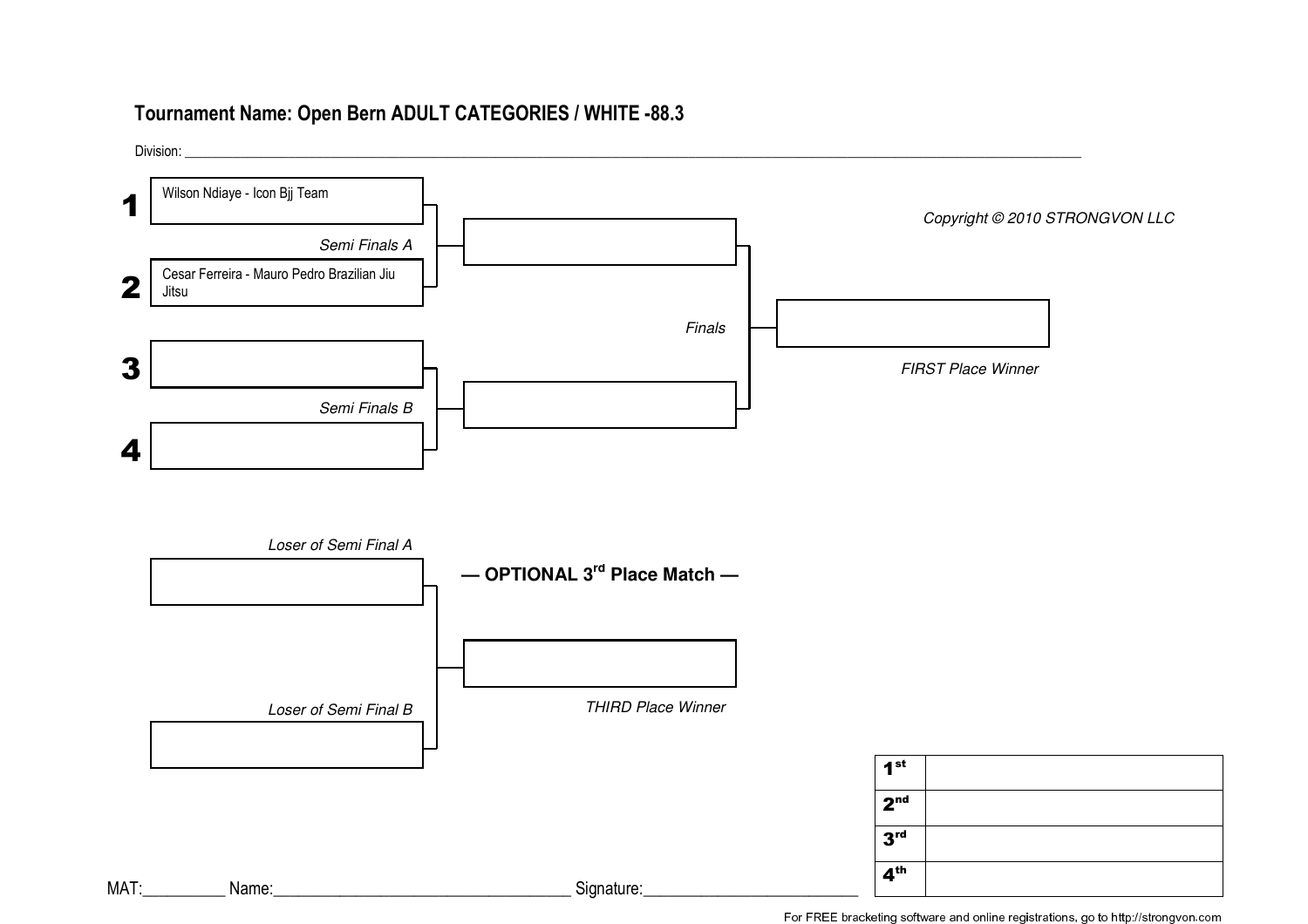## Tournament Name: Open Bern ADULT CATEGORIES / WHITE -88.3

Division: ______________________________

**1** Wilson Ndiaye - Icon Bjj Team

*Semi Finals A*

**2** Cesar Ferreira - Mauro Pedro Brazilian Jiu Jitsu

**3**

*Semi Finals B*

**4**

*Finals*

*FIRST Place Winner*

*Copyright © 2010 STRONGVON LLC*

**— OPTIONAL 3rd Place Match —**

*Loser of Semi Final A*

*Loser of Semi Final B*

*THIRD Place Winner*

| | |
|---|---|
| **1st** | |
| **2nd** | |
| **3rd** | |
| **4th** | |

MAT:__________ Name:____________________________________ Signature:__________________________

For FREE bracketing software and online registrations, go to http://strongvon.com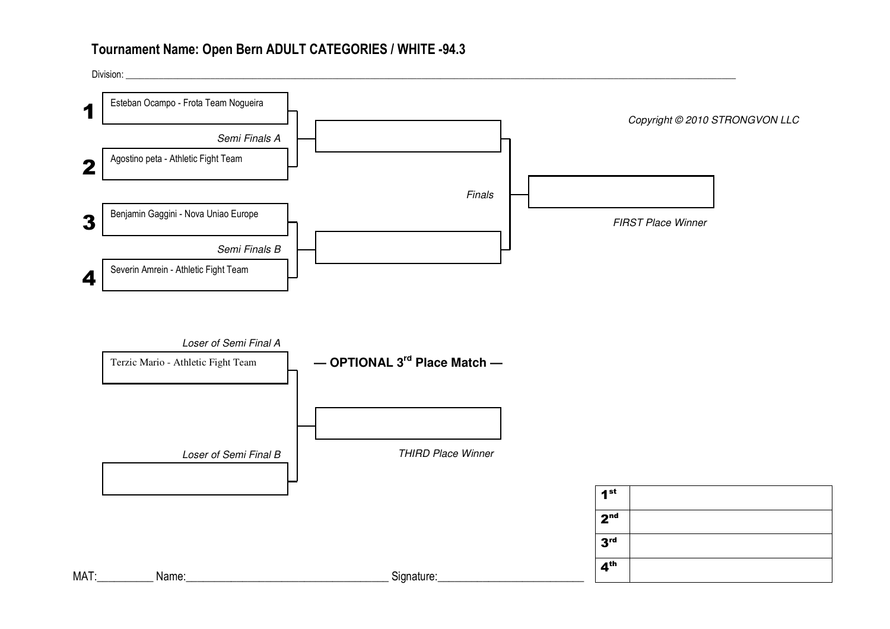# Tournament Name: Open Bern ADULT CATEGORIES / WHITE -94.3

Division: ___

Copyright © 2010 STRONGVON LLC

**1** Esteban Ocampo - Frota Team Nogueira

*Semi Finals A*

**2** Agostino peta - Athletic Fight Team

**3** Benjamin Gaggini - Nova Uniao Europe

*Semi Finals B*

**4** Severin Amrein - Athletic Fight Team

*Finals*

*FIRST Place Winner*

*Loser of Semi Final A*

Terzic Mario - Athletic Fight Team

**— OPTIONAL 3rd Place Match —**

*Loser of Semi Final B*

*THIRD Place Winner*

| | |
|---|---|
| **1st** | |
| **2nd** | |
| **3rd** | |
| **4th** | |

MAT:___ Name:___ Signature:___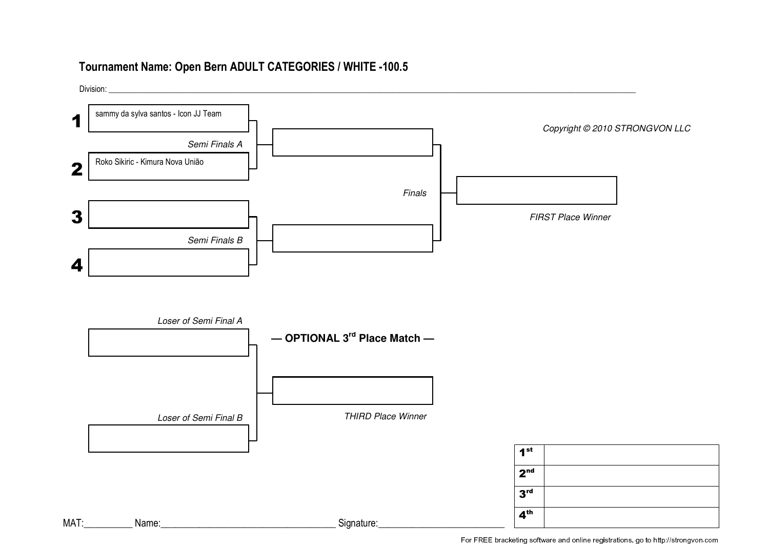## Tournament Name: Open Bern ADULT CATEGORIES / WHITE -100.5

Division: ____________________________________________________________

Copyright © 2010 STRONGVON LLC

**1** sammy da sylva santos - Icon JJ Team

*Semi Finals A*

**2** Roko Sikiric - Kimura Nova União

**3**

*Semi Finals B*

**4**

*Finals*

*FIRST Place Winner*

*Loser of Semi Final A*

**— OPTIONAL 3rd Place Match —**

*Loser of Semi Final B*

*THIRD Place Winner*

| | |
|---|---|
| **1st** | |
| **2nd** | |
| **3rd** | |
| **4th** | |

MAT:__________ Name:____________________________________ Signature:__________________________

For FREE bracketing software and online registrations, go to http://strongvon.com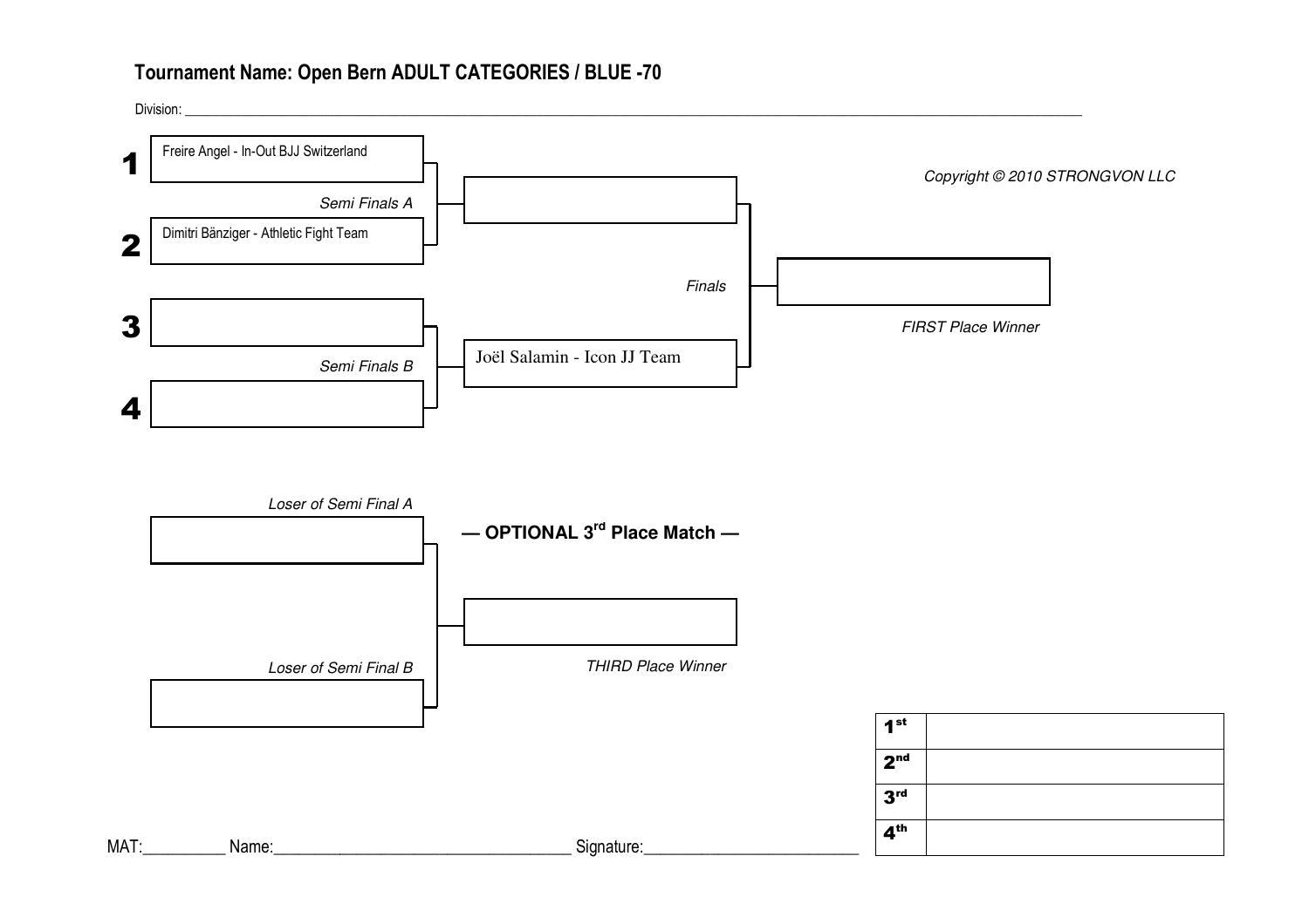# Tournament Name: Open Bern ADULT CATEGORIES / BLUE -70

Division: ______________________________________________________________________________________________

Copyright © 2010 STRONGVON LLC

**1** Freire Angel - In-Out BJJ Switzerland

*Semi Finals A*

**2** Dimitri Bänziger - Athletic Fight Team

**3**

*Semi Finals B*

**4**

Joël Salamin - Icon JJ Team

*Finals*

*FIRST Place Winner*

*Loser of Semi Final A*

**— OPTIONAL 3rd Place Match —**

*Loser of Semi Final B*

*THIRD Place Winner*

| | |
|---|---|
| **1st** | |
| **2nd** | |
| **3rd** | |
| **4th** | |

MAT:__________ Name:____________________________________ Signature:__________________________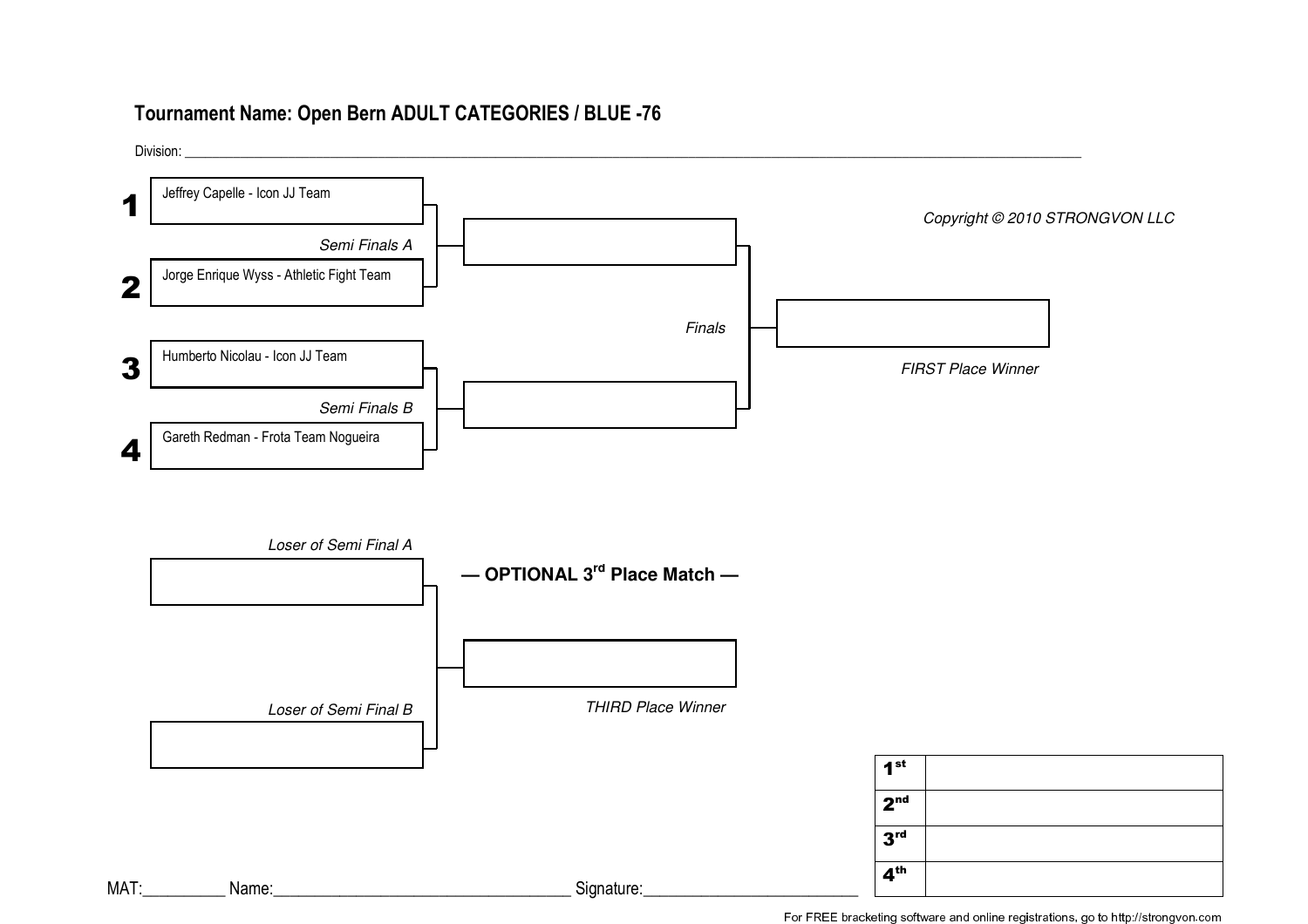# Tournament Name: Open Bern ADULT CATEGORIES / BLUE -76

Division: ______________________________________________________________________

Copyright © 2010 STRONGVON LLC

**1** Jeffrey Capelle - Icon JJ Team

*Semi Finals A*

**2** Jorge Enrique Wyss - Athletic Fight Team

**3** Humberto Nicolau - Icon JJ Team

*Semi Finals B*

**4** Gareth Redman - Frota Team Nogueira

*Finals*

*FIRST Place Winner*

*Loser of Semi Final A*

**— OPTIONAL 3rd Place Match —**

*Loser of Semi Final B*

*THIRD Place Winner*

| | |
|---|---|
| **1st** | |
| **2nd** | |
| **3rd** | |
| **4th** | |

MAT:__________ Name:____________________________________ Signature:__________________________

For FREE bracketing software and online registrations, go to http://strongvon.com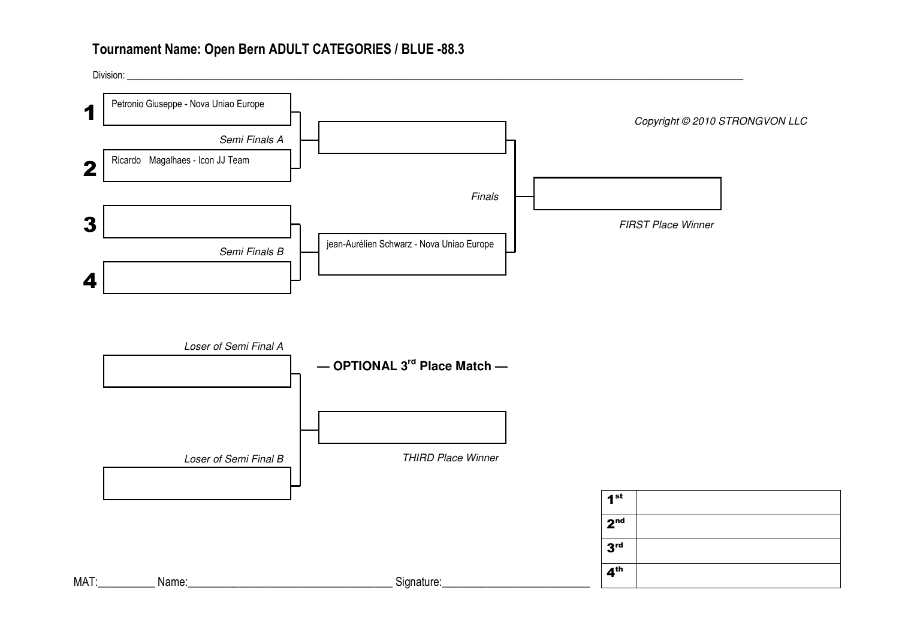# Tournament Name: Open Bern ADULT CATEGORIES / BLUE -88.3

Division: ____________________

Copyright © 2010 STRONGVON LLC

**1** Petronio Giuseppe - Nova Uniao Europe

*Semi Finals A*

**2** Ricardo Magalhaes - Icon JJ Team

**3**

*Semi Finals B*

**4**

jean-Aurélien Schwarz - Nova Uniao Europe

*Finals*

*FIRST Place Winner*

*Loser of Semi Final A*

**— OPTIONAL 3rd Place Match —**

*Loser of Semi Final B*

*THIRD Place Winner*

| | |
|---|---|
| 1st | |
| 2nd | |
| 3rd | |
| 4th | |

MAT:__________ Name:____________________ Signature:____________________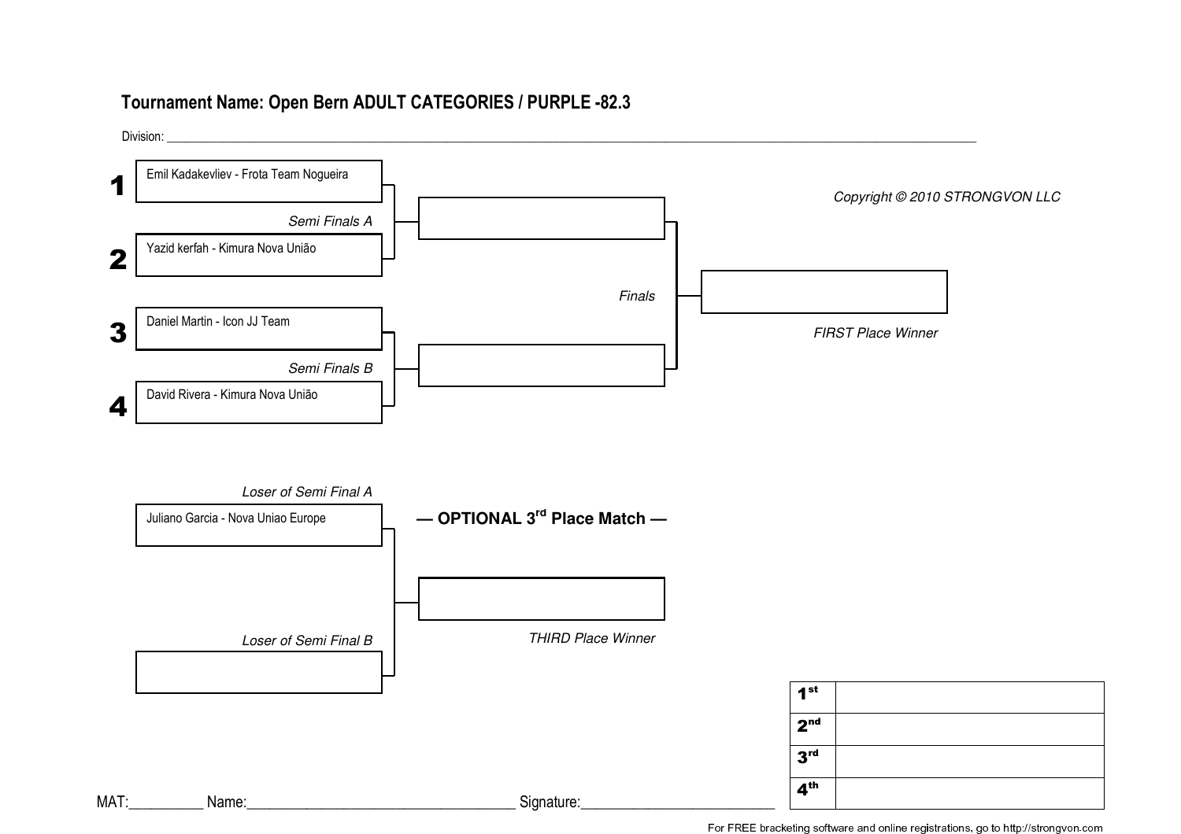# Tournament Name: Open Bern ADULT CATEGORIES / PURPLE -82.3

Division: ______________________________________________

**1** Emil Kadakevliev - Frota Team Nogueira

*Semi Finals A*

**2** Yazid kerfah - Kimura Nova União

**3** Daniel Martin - Icon JJ Team

*Semi Finals B*

**4** David Rivera - Kimura Nova União

*Finals*

*FIRST Place Winner*

*Copyright © 2010 STRONGVON LLC*

*Loser of Semi Final A*

Juliano Garcia - Nova Uniao Europe

**— OPTIONAL 3rd Place Match —**

*Loser of Semi Final B*

*THIRD Place Winner*

| | |
|---|---|
| **1st** | |
| **2nd** | |
| **3rd** | |
| **4th** | |

MAT:__________ Name:____________________________________ Signature:__________________________

For FREE bracketing software and online registrations, go to http://strongvon.com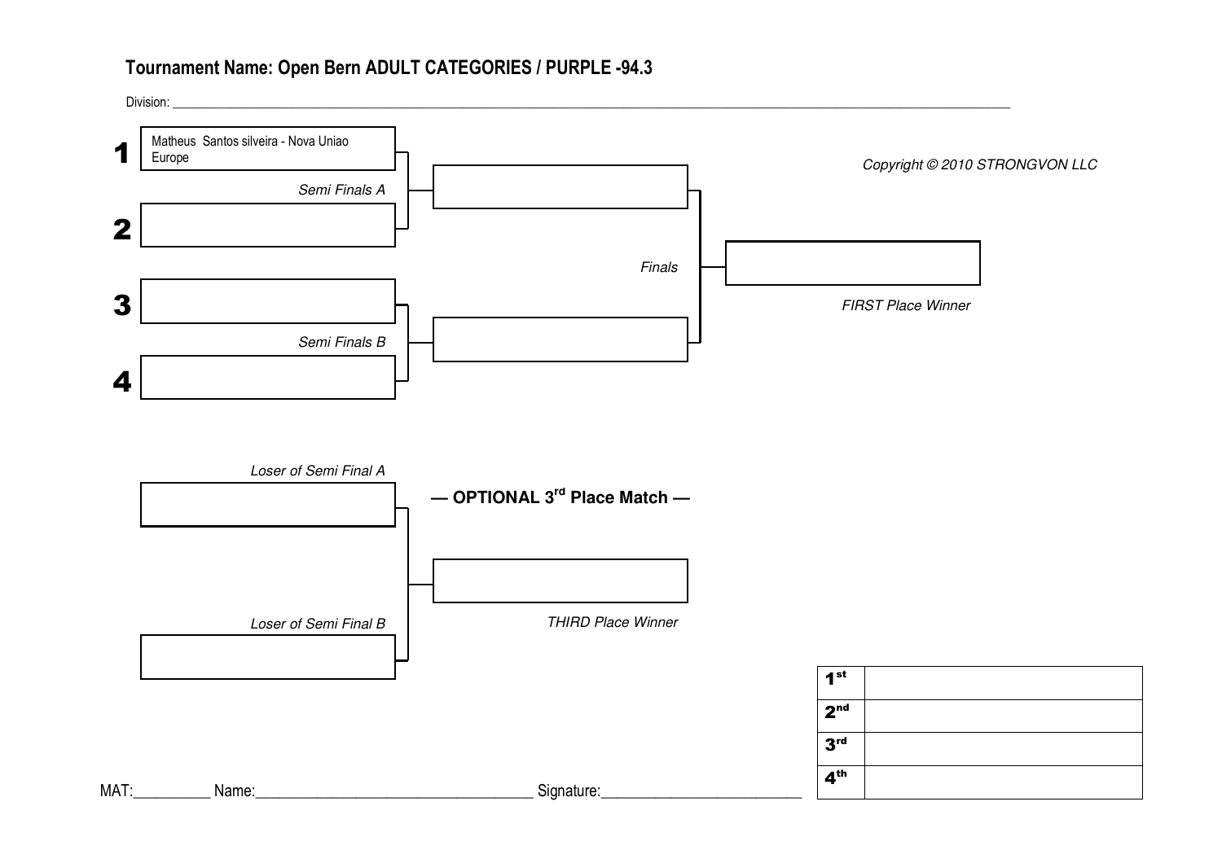# Tournament Name: Open Bern ADULT CATEGORIES / PURPLE -94.3

Division: ______________________________________________

Copyright © 2010 STRONGVON LLC

**1** Matheus Santos silveira - Nova Uniao Europe

*Semi Finals A*

**2**

**3**

*Semi Finals B*

**4**

*Finals*

*FIRST Place Winner*

*Loser of Semi Final A*

**— OPTIONAL 3rd Place Match —**

*Loser of Semi Final B*

*THIRD Place Winner*

| | |
|---|---|
| **1st** | |
| **2nd** | |
| **3rd** | |
| **4th** | |

MAT:__________ Name:____________________________________ Signature:__________________________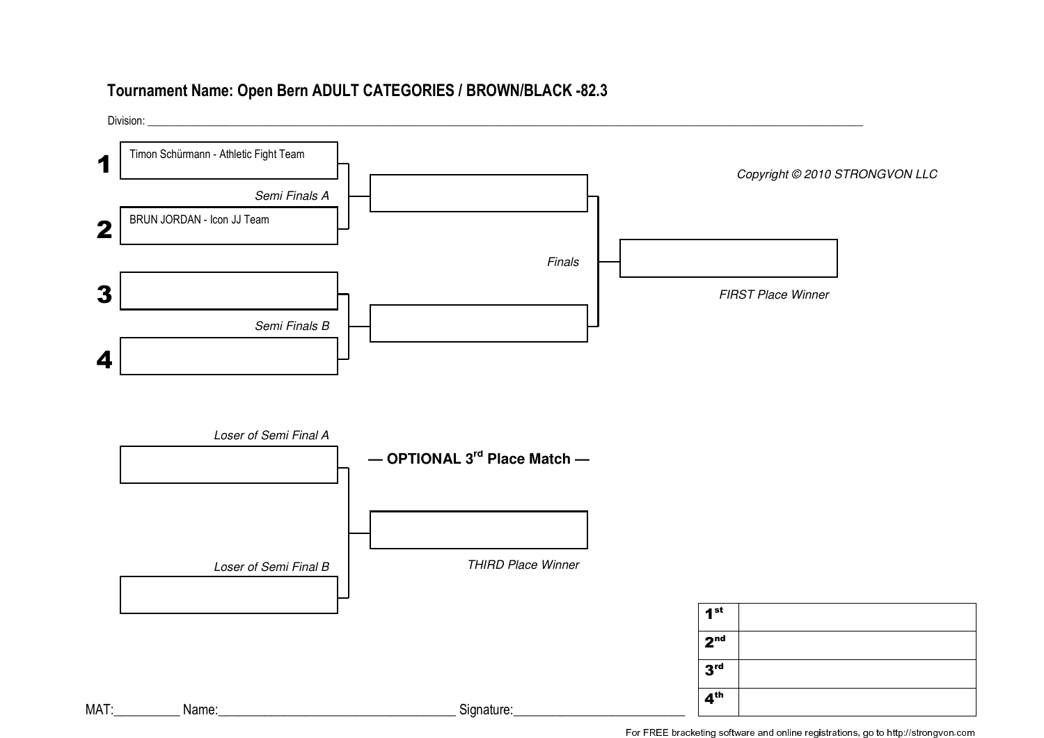## Tournament Name: Open Bern ADULT CATEGORIES / BROWN/BLACK -82.3

Division: ____________________________________________________________________________________________

**1** Timon Schürmann - Athletic Fight Team

*Semi Finals A*

**2** BRUN JORDAN - Icon JJ Team

**3**

*Semi Finals B*

**4**

*Finals*

*FIRST Place Winner*

*Copyright © 2010 STRONGVON LLC*

*Loser of Semi Final A*

**— OPTIONAL 3rd Place Match —**

*Loser of Semi Final B*

*THIRD Place Winner*

| | |
|---|---|
| **1st** | |
| **2nd** | |
| **3rd** | |
| **4th** | |

MAT:__________ Name:____________________________________ Signature:__________________________

For FREE bracketing software and online registrations, go to http://strongvon.com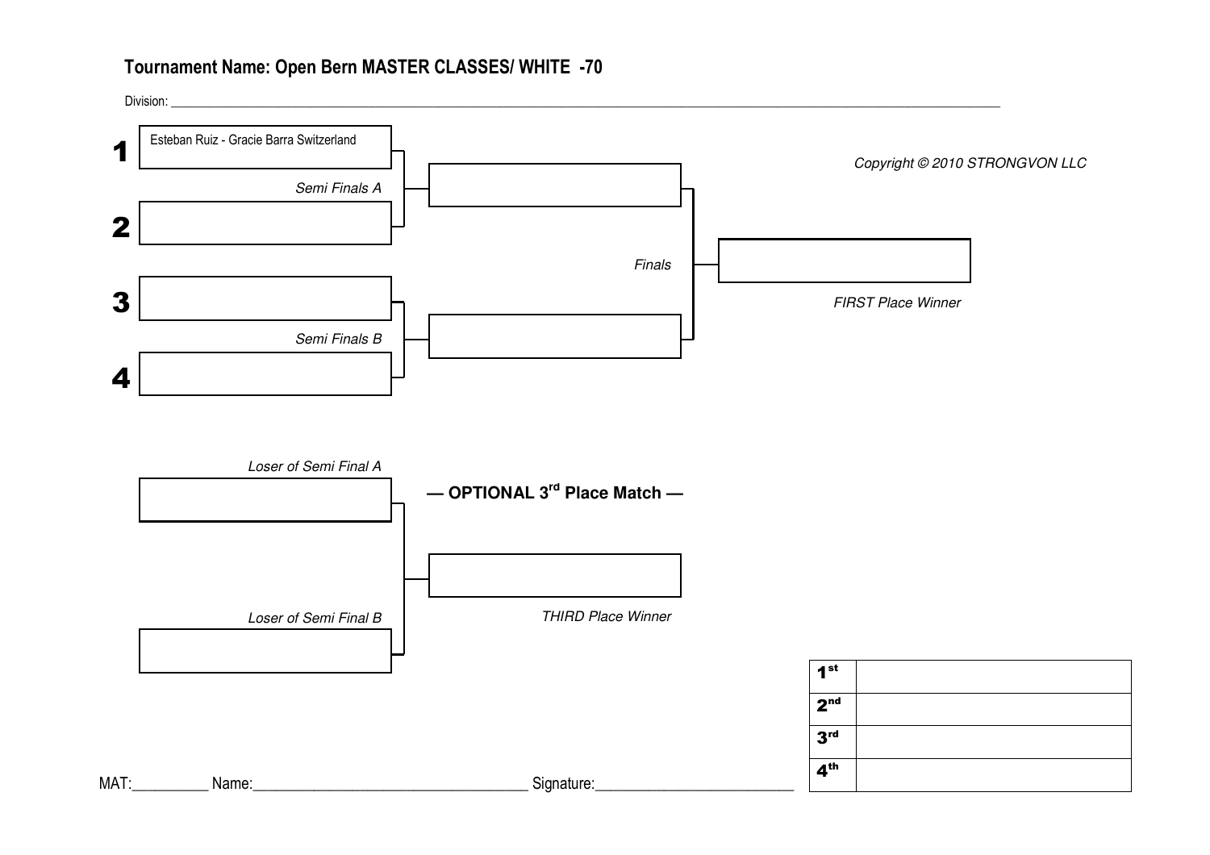# Tournament Name: Open Bern MASTER CLASSES/ WHITE -70

Division: \_\_\_\_\_\_\_\_\_\_\_\_\_\_\_\_\_\_\_\_\_\_\_\_\_\_\_\_\_\_\_\_\_\_\_\_\_\_\_\_

Copyright © 2010 STRONGVON LLC

**1** Esteban Ruiz - Gracie Barra Switzerland

*Semi Finals A*

**2**

**3**

*Semi Finals B*

**4**

*Finals*

*FIRST Place Winner*

*Loser of Semi Final A*

**— OPTIONAL 3rd Place Match —**

*Loser of Semi Final B*

*THIRD Place Winner*

| | |
|---|---|
| **1st** | |
| **2nd** | |
| **3rd** | |
| **4th** | |

MAT:\_\_\_\_\_\_\_\_\_\_ Name:\_\_\_\_\_\_\_\_\_\_\_\_\_\_\_\_\_\_\_\_\_\_\_\_\_\_\_\_\_\_\_\_\_\_\_\_ Signature:\_\_\_\_\_\_\_\_\_\_\_\_\_\_\_\_\_\_\_\_\_\_\_\_\_\_\_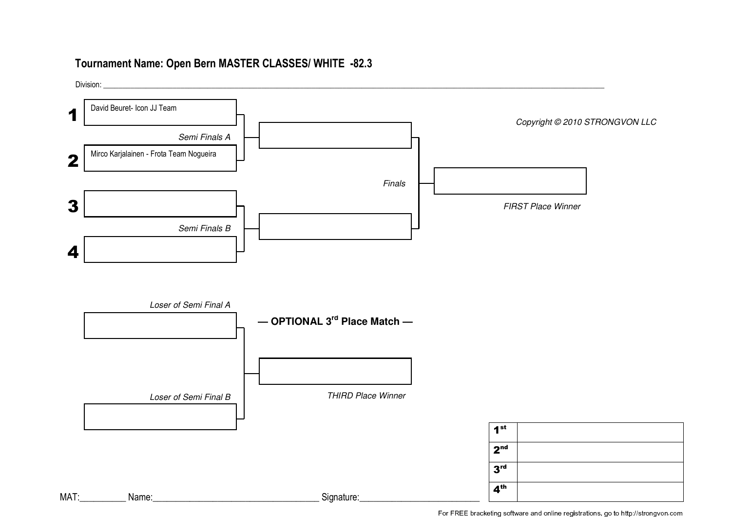## Tournament Name: Open Bern MASTER CLASSES/ WHITE -82.3

Division: ______________________________________________

**1** David Beuret- Icon JJ Team

*Semi Finals A*

**2** Mirco Karjalainen - Frota Team Nogueira

**3**

*Semi Finals B*

**4**

*Finals*

*FIRST Place Winner*

*Copyright © 2010 STRONGVON LLC*

*Loser of Semi Final A*

**— OPTIONAL 3rd Place Match —**

*Loser of Semi Final B*

*THIRD Place Winner*

| | |
|---|---|
| **1st** | |
| **2nd** | |
| **3rd** | |
| **4th** | |

MAT:__________ Name:____________________________________ Signature:__________________________

For FREE bracketing software and online registrations, go to http://strongvon.com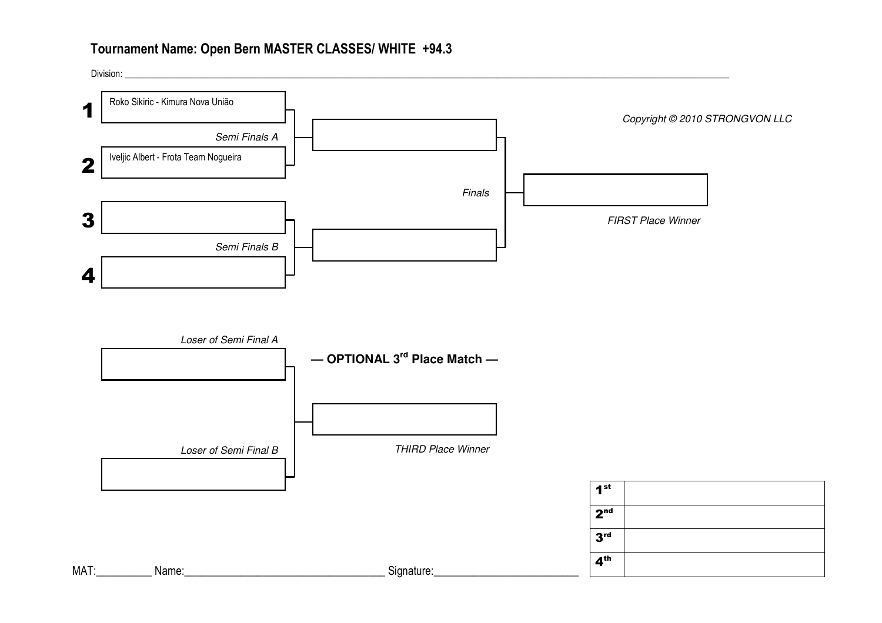## Tournament Name: Open Bern MASTER CLASSES/ WHITE +94.3

Division: ______________________________________________

Copyright © 2010 STRONGVON LLC

**1** Roko Sikiric - Kimura Nova União

*Semi Finals A*

**2** Iveljic Albert - Frota Team Nogueira

**3**

*Semi Finals B*

**4**

*Finals*

*FIRST Place Winner*

*Loser of Semi Final A*

**— OPTIONAL 3rd Place Match —**

*Loser of Semi Final B*

*THIRD Place Winner*

| | |
|---|---|
| 1st | |
| 2nd | |
| 3rd | |
| 4th | |

MAT:__________ Name:____________________________________ Signature:__________________________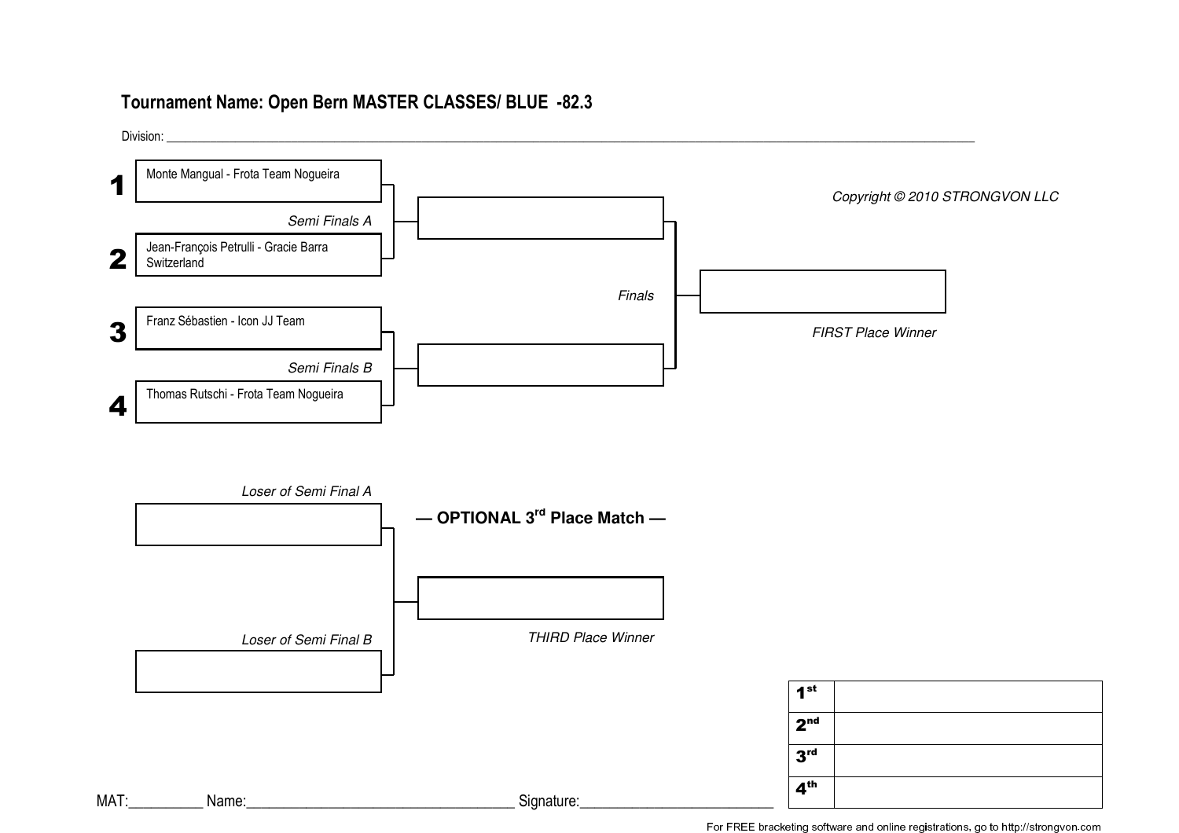## Tournament Name: Open Bern MASTER CLASSES/ BLUE -82.3

Division: ______________________________________________________________________________

Copyright © 2010 STRONGVON LLC

**1** Monte Mangual - Frota Team Nogueira

*Semi Finals A*

**2** Jean-François Petrulli - Gracie Barra Switzerland

**3** Franz Sébastien - Icon JJ Team

*Semi Finals B*

**4** Thomas Rutschi - Frota Team Nogueira

*Finals*

*FIRST Place Winner*

*Loser of Semi Final A*

**— OPTIONAL 3rd Place Match —**

*Loser of Semi Final B*

*THIRD Place Winner*

| | |
|---|---|
| **1st** | |
| **2nd** | |
| **3rd** | |
| **4th** | |

MAT:__________ Name:____________________________________ Signature:__________________________

For FREE bracketing software and online registrations, go to http://strongvon.com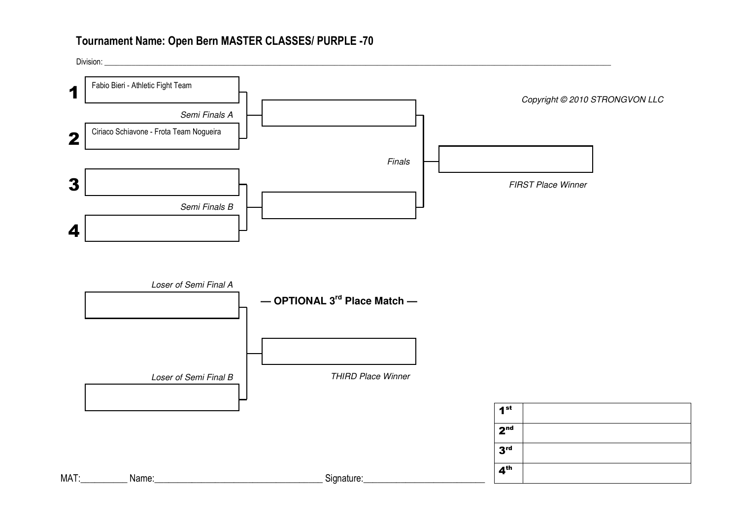## Tournament Name: Open Bern MASTER CLASSES/ PURPLE -70

Division: ____________________________________________

Copyright © 2010 STRONGVON LLC

**1** Fabio Bieri - Athletic Fight Team

*Semi Finals A*

**2** Ciriaco Schiavone - Frota Team Nogueira

**3**

*Semi Finals B*

**4**

*Finals*

*FIRST Place Winner*

*Loser of Semi Final A*

**— OPTIONAL 3rd Place Match —**

*Loser of Semi Final B*

*THIRD Place Winner*

| | |
|---|---|
| **1st** | |
| **2nd** | |
| **3rd** | |
| **4th** | |

MAT:__________ Name:____________________________________ Signature:__________________________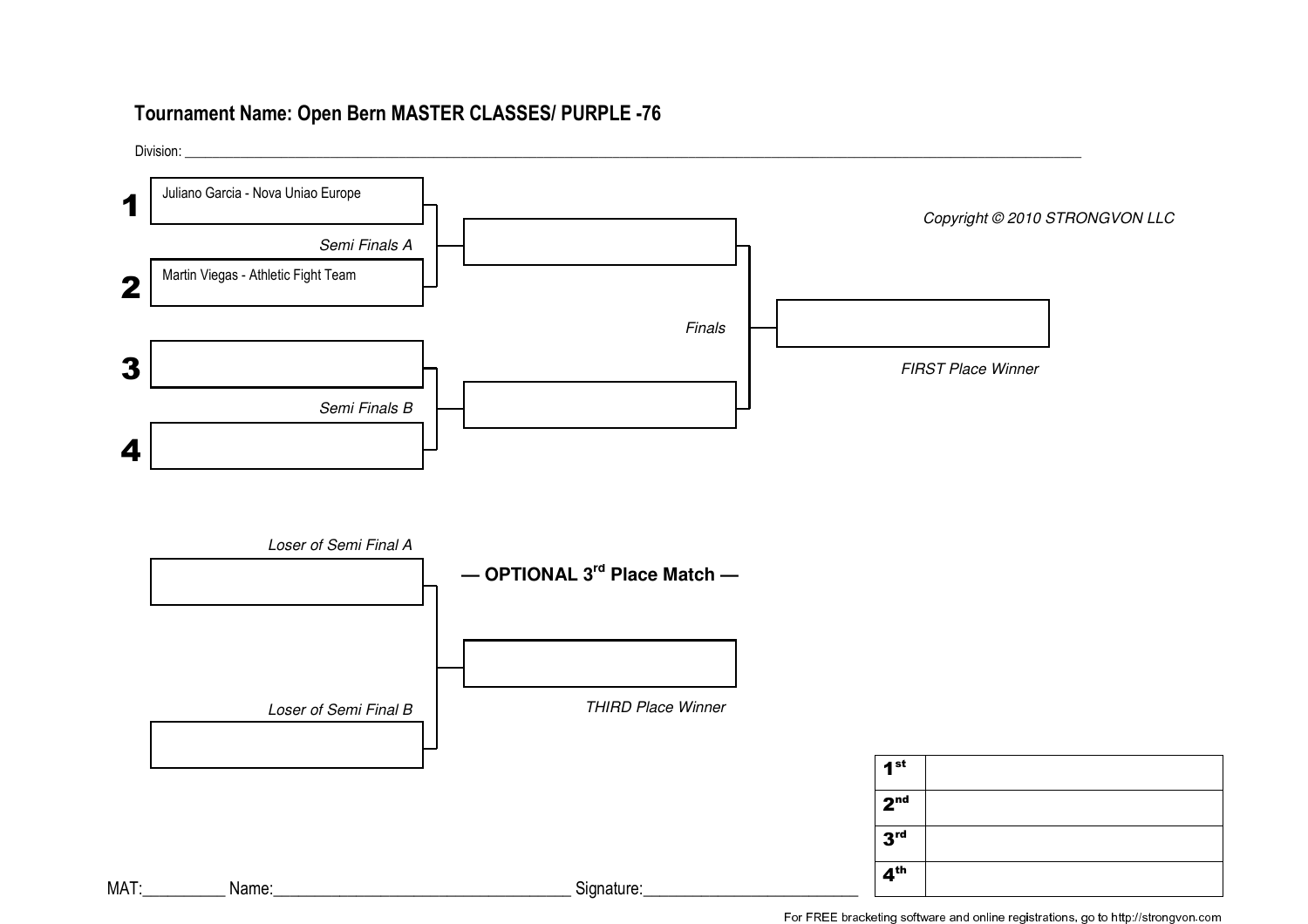# Tournament Name: Open Bern MASTER CLASSES/ PURPLE -76

Division: ____________________________________________

Copyright © 2010 STRONGVON LLC

**1** Juliano Garcia - Nova Uniao Europe

*Semi Finals A*

**2** Martin Viegas - Athletic Fight Team

*Finals*

**3**

*FIRST Place Winner*

*Semi Finals B*

**4**

*Loser of Semi Final A*

**— OPTIONAL 3rd Place Match —**

*Loser of Semi Final B*

*THIRD Place Winner*

| | |
|---|---|
| **1st** | |
| **2nd** | |
| **3rd** | |
| **4th** | |

MAT:__________ Name:____________________________________ Signature:__________________________

For FREE bracketing software and online registrations, go to http://strongvon.com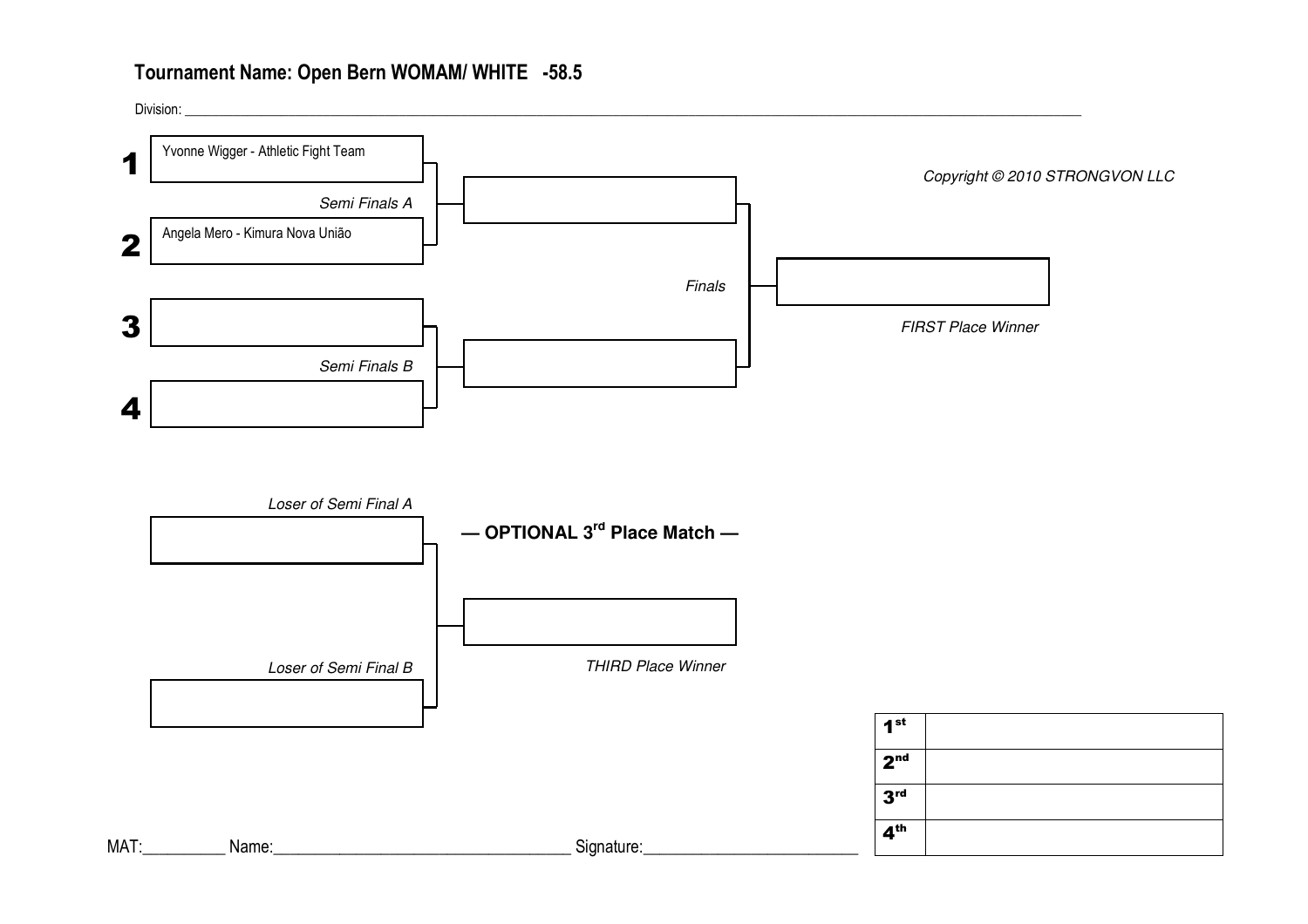## Tournament Name: Open Bern WOMAM/ WHITE -58.5

Division: ____________________

Copyright © 2010 STRONGVON LLC

**1** Yvonne Wigger - Athletic Fight Team

*Semi Finals A*

**2** Angela Mero - Kimura Nova União

*Finals*

*FIRST Place Winner*

**3**

*Semi Finals B*

**4**

*Loser of Semi Final A*

**— OPTIONAL 3rd Place Match —**

*Loser of Semi Final B*

*THIRD Place Winner*

| | |
|---|---|
| 1st | |
| 2nd | |
| 3rd | |
| 4th | |

MAT:__________ Name:____________________________________ Signature:__________________________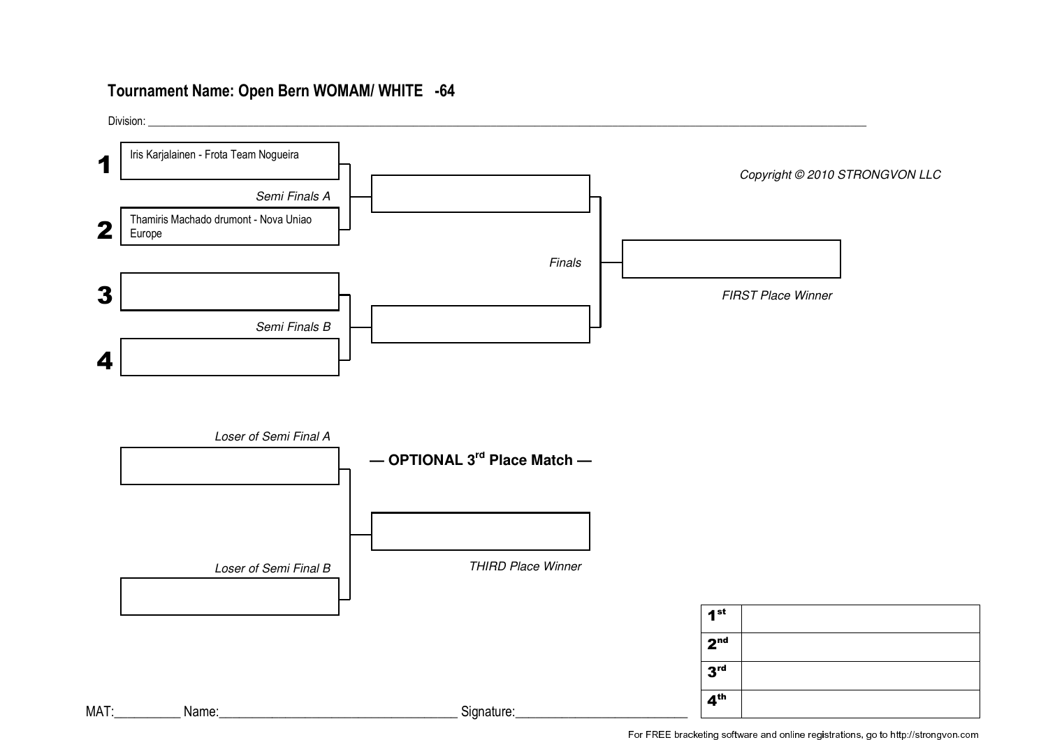## Tournament Name: Open Bern WOMAM/ WHITE -64

Division: ______________________________________________

1 Iris Karjalainen - Frota Team Nogueira

*Semi Finals A*

2 Thamiris Machado drumont - Nova Uniao Europe

3

*Semi Finals B*

4

*Finals*

*FIRST Place Winner*

*Copyright © 2010 STRONGVON LLC*

*Loser of Semi Final A*

**— OPTIONAL 3rd Place Match —**

*Loser of Semi Final B*

*THIRD Place Winner*

| | |
|---|---|
| 1st | |
| 2nd | |
| 3rd | |
| 4th | |

MAT:__________ Name:____________________________________ Signature:__________________________

For FREE bracketing software and online registrations, go to http://strongvon.com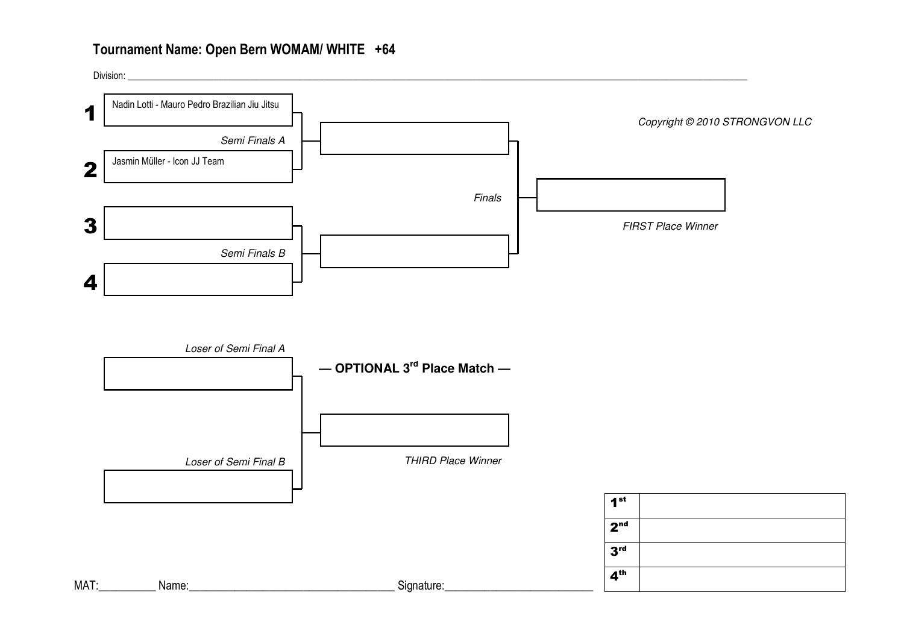## Tournament Name: Open Bern WOMAM/ WHITE +64

Division: ______________________________________________________________________

Copyright © 2010 STRONGVON LLC

**1** Nadin Lotti - Mauro Pedro Brazilian Jiu Jitsu

*Semi Finals A*

**2** Jasmin Müller - Icon JJ Team

**3**

*Semi Finals B*

**4**

*Finals*

*FIRST Place Winner*

*Loser of Semi Final A*

**— OPTIONAL 3rd Place Match —**

*Loser of Semi Final B*

*THIRD Place Winner*

| | |
|---|---|
| 1st | |
| 2nd | |
| 3rd | |
| 4th | |

MAT:__________ Name:____________________________________ Signature:__________________________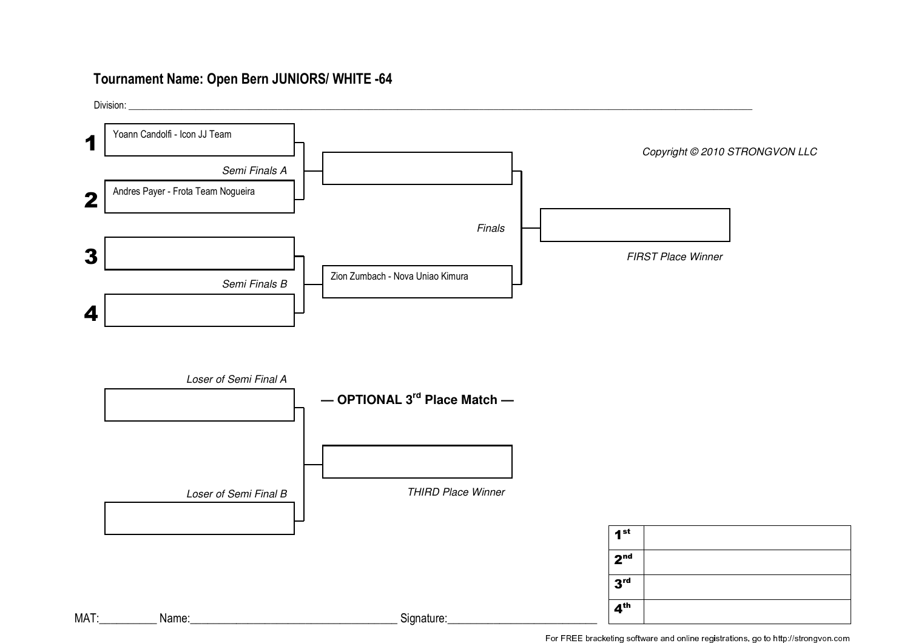## Tournament Name: Open Bern JUNIORS/ WHITE -64

Division: ______________________________________________________________________________

Copyright © 2010 STRONGVON LLC

**1** Yoann Candolfi - Icon JJ Team

*Semi Finals A*

**2** Andres Payer - Frota Team Nogueira

**3**

*Semi Finals B*

**4**

Zion Zumbach - Nova Uniao Kimura

*Finals*

*FIRST Place Winner*

**— OPTIONAL 3rd Place Match —**

*Loser of Semi Final A*

*Loser of Semi Final B*

*THIRD Place Winner*

| | |
|---|---|
| **1st** | |
| **2nd** | |
| **3rd** | |
| **4th** | |

MAT:__________ Name:____________________________________ Signature:__________________________

For FREE bracketing software and online registrations, go to http://strongvon.com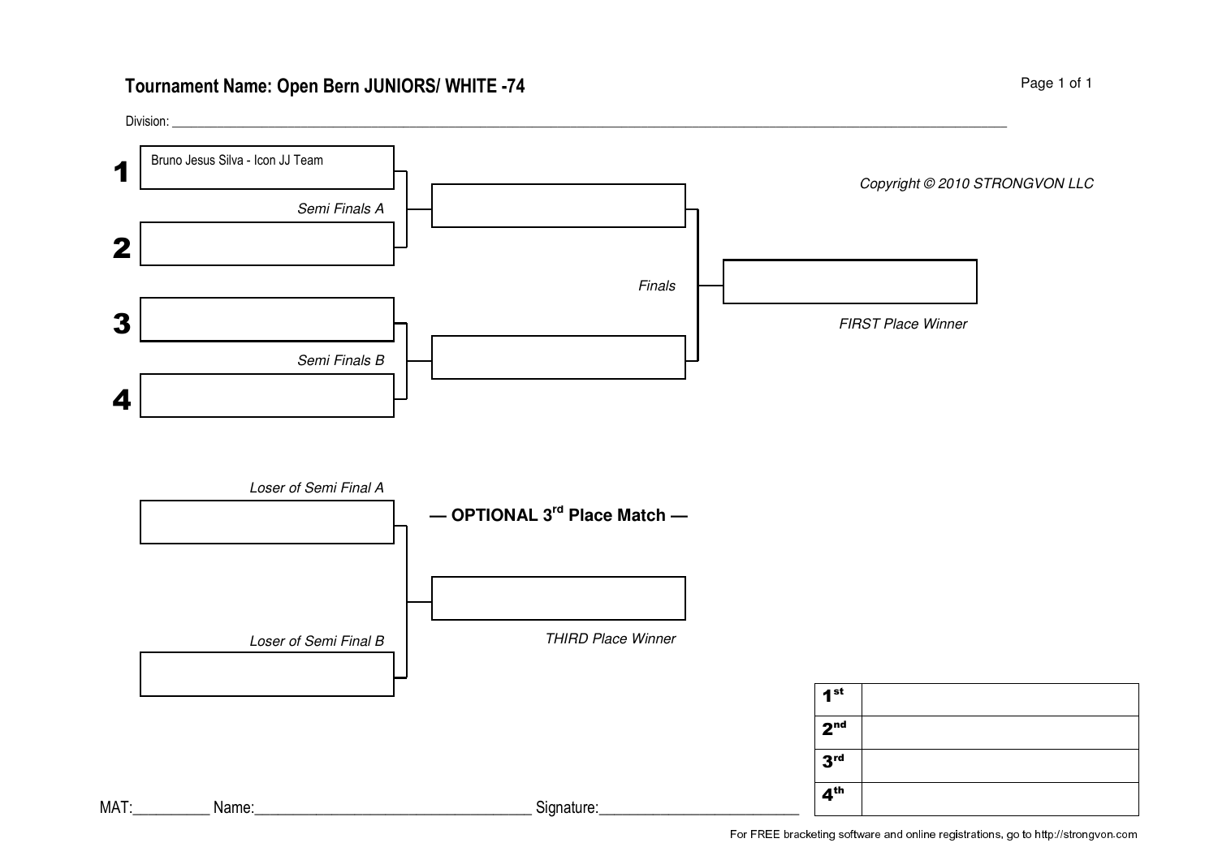## Tournament Name: Open Bern JUNIORS/ WHITE -74

Division: ____________________________________________

Copyright © 2010 STRONGVON LLC

**1** Bruno Jesus Silva - Icon JJ Team

*Semi Finals A*

**2**

**3**

*Semi Finals B*

**4**

*Finals*

*FIRST Place Winner*

*Loser of Semi Final A*

**— OPTIONAL 3rd Place Match —**

*Loser of Semi Final B*

*THIRD Place Winner*

| | |
|---|---|
| 1st | |
| 2nd | |
| 3rd | |
| 4th | |

MAT:__________ Name:____________________________________ Signature:___________________________

For FREE bracketing software and online registrations, go to http://strongvon.com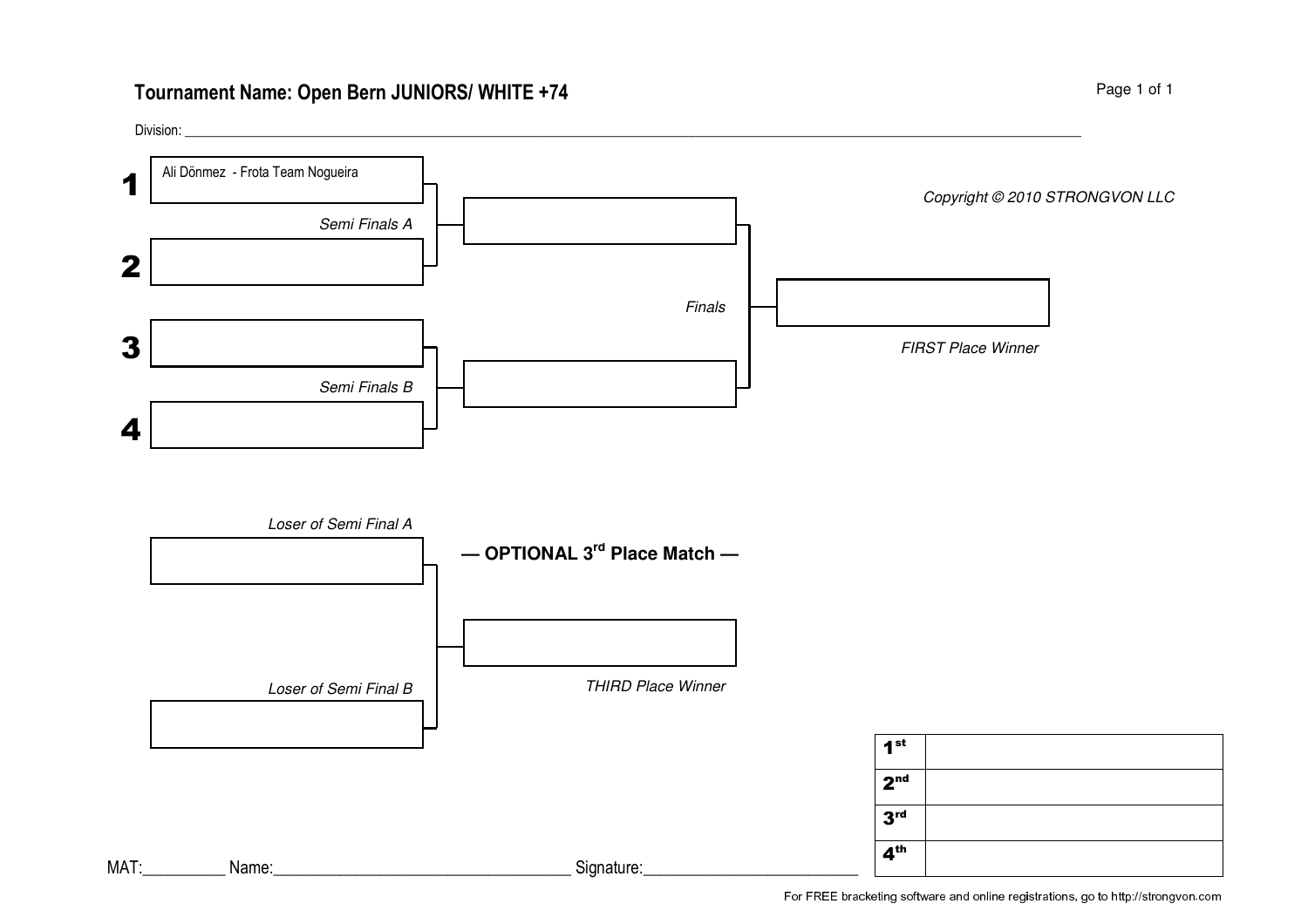# Tournament Name: Open Bern JUNIORS/ WHITE +74

Division: ____________________________________________

Copyright © 2010 STRONGVON LLC

**1** Ali Dönmez - Frota Team Nogueira

*Semi Finals A*

**2**

**3**

*Semi Finals B*

**4**

*Finals*

*FIRST Place Winner*

*Loser of Semi Final A*

**— OPTIONAL 3rd Place Match —**

*Loser of Semi Final B*

*THIRD Place Winner*

| | |
|---|---|
| 1st | |
| 2nd | |
| 3rd | |
| 4th | |

MAT:__________ Name:____________________________________ Signature:__________________________

For FREE bracketing software and online registrations, go to http://strongvon.com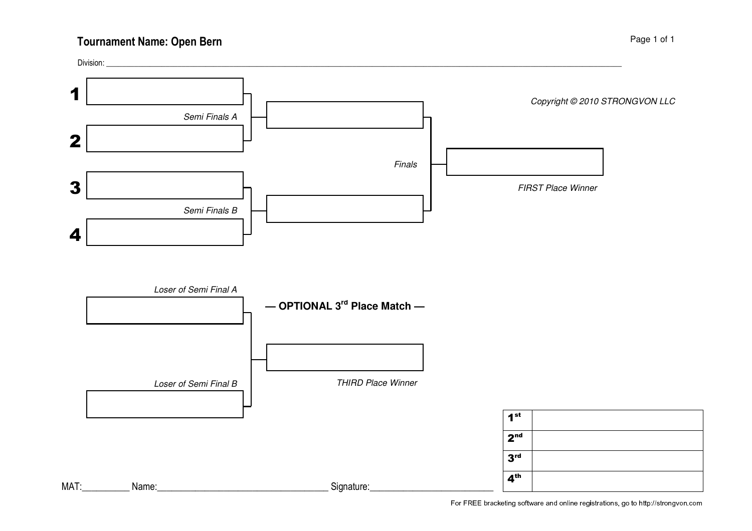## Tournament Name: Open Bern

Division: ______________________________________________________________________________________________

Copyright © 2010 STRONGVON LLC

**1** ____________________

*Semi Finals A*

**2** ____________________

*Finals*

*FIRST Place Winner*

**3** ____________________

*Semi Finals B*

**4** ____________________

*Loser of Semi Final A*

**— OPTIONAL 3rd Place Match —**

*THIRD Place Winner*

*Loser of Semi Final B*

| | |
|---|---|
| **1st** | |
| **2nd** | |
| **3rd** | |
| **4th** | |

MAT:__________ Name:____________________________________ Signature:___________________________

For FREE bracketing software and online registrations, go to http://strongvon.com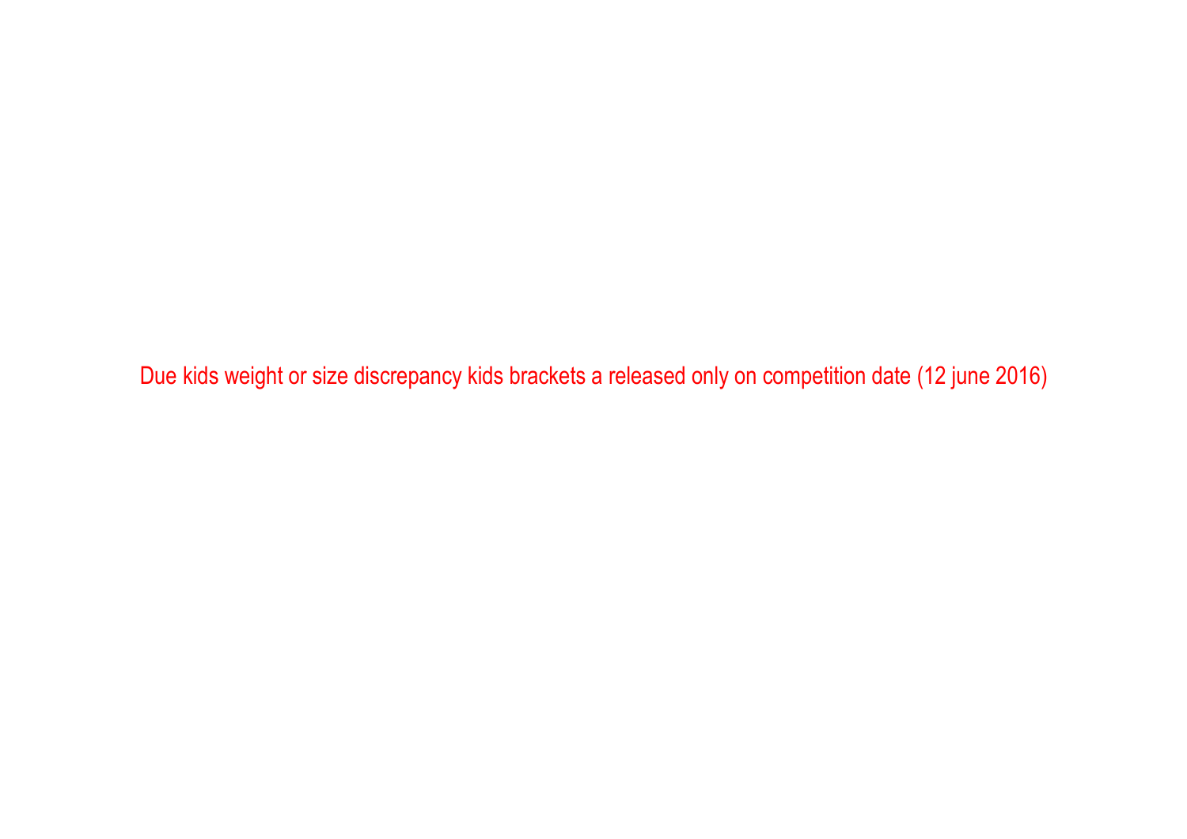Due kids weight or size discrepancy kids brackets a released only on competition date (12 june 2016)